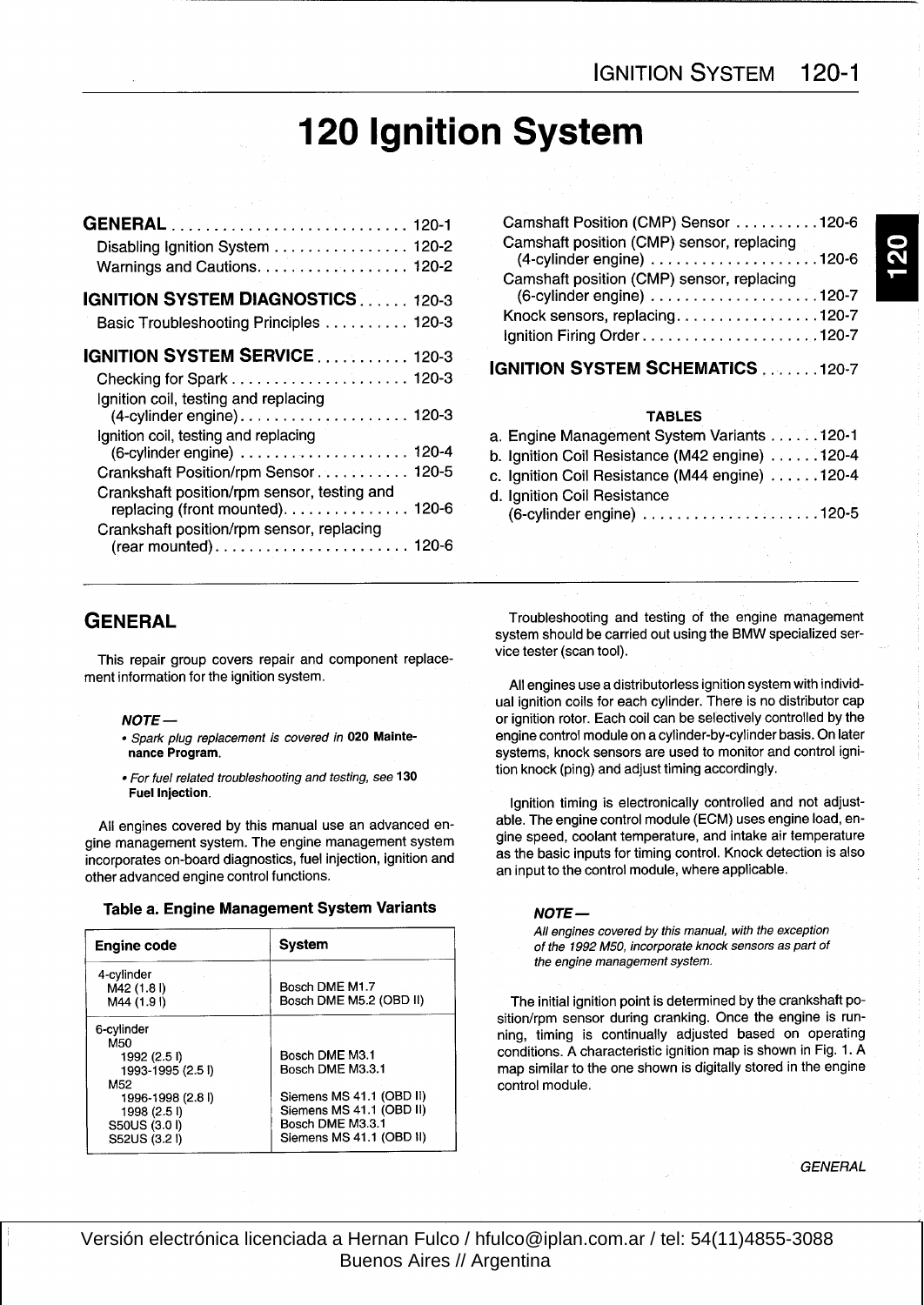# 120 Ignition System

**GENERAL** . . . . . . . . . . . . . . . . . . . . . . . . . . . . 120-1
- Disabling Ignition System . . . . . . . . . . . . . . . 120-2
- Warnings and Cautions. . . . . . . . . . . . . . . . . 120-2

**IGNITION SYSTEM DIAGNOSTICS** . . . . . . 120-3
- Basic Troubleshooting Principles . . . . . . . . . . 120-3

**IGNITION SYSTEM SERVICE** . . . . . . . . . . . 120-3
- Checking for Spark . . . . . . . . . . . . . . . . . . . . . 120-3
- Ignition coil, testing and replacing (4-cylinder engine) . . . . . . . . . . . . . . . . . . . . 120-3
- Ignition coil, testing and replacing (6-cylinder engine) . . . . . . . . . . . . . . . . . . . . 120-4
- Crankshaft Position/rpm Sensor . . . . . . . . . . . 120-5
- Crankshaft position/rpm sensor, testing and replacing (front mounted). . . . . . . . . . . . . . . 120-6
- Crankshaft position/rpm sensor, replacing (rear mounted). . . . . . . . . . . . . . . . . . . . . . . 120-6
- Camshaft Position (CMP) Sensor . . . . . . . . . . 120-6
- Camshaft position (CMP) sensor, replacing (4-cylinder engine) . . . . . . . . . . . . . . . . . . . . 120-6
- Camshaft position (CMP) sensor, replacing (6-cylinder engine) . . . . . . . . . . . . . . . . . . . . 120-7
- Knock sensors, replacing. . . . . . . . . . . . . . . . . 120-7
- Ignition Firing Order. . . . . . . . . . . . . . . . . . . . 120-7

**IGNITION SYSTEM SCHEMATICS** . . . . . . . 120-7

**TABLES**
- a. Engine Management System Variants . . . . . . 120-1
- b. Ignition Coil Resistance (M42 engine) . . . . . . 120-4
- c. Ignition Coil Resistance (M44 engine) . . . . . . 120-4
- d. Ignition Coil Resistance (6-cylinder engine) . . . . . . . . . . . . . . . . . . . . . 120-5

## GENERAL

This repair group covers repair and component replacement information for the ignition system.

***NOTE —***
- *Spark plug replacement is covered in* **020 Maintenance Program**.
- *For fuel related troubleshooting and testing, see* **130 Fuel Injection**.

All engines covered by this manual use an advanced engine management system. The engine management system incorporates on-board diagnostics, fuel injection, ignition and other advanced engine control functions.

**Table a. Engine Management System Variants**

| Engine code | System |
|---|---|
| 4-cylinder | |
| M42 (1.8 l) | Bosch DME M1.7 |
| M44 (1.9 l) | Bosch DME M5.2 (OBD II) |
| 6-cylinder | |
| M50 | |
| 1992 (2.5 l) | Bosch DME M3.1 |
| 1993-1995 (2.5 l) | Bosch DME M3.3.1 |
| M52 | |
| 1996-1998 (2.8 l) | Siemens MS 41.1 (OBD II) |
| 1998 (2.5 l) | Siemens MS 41.1 (OBD II) |
| S50US (3.0 l) | Bosch DME M3.3.1 |
| S52US (3.2 l) | Siemens MS 41.1 (OBD II) |

Troubleshooting and testing of the engine management system should be carried out using the BMW specialized service tester (scan tool).

All engines use a distributorless ignition system with individual ignition coils for each cylinder. There is no distributor cap or ignition rotor. Each coil can be selectively controlled by the engine control module on a cylinder-by-cylinder basis. On later systems, knock sensors are used to monitor and control ignition knock (ping) and adjust timing accordingly.

Ignition timing is electronically controlled and not adjustable. The engine control module (ECM) uses engine load, engine speed, coolant temperature, and intake air temperature as the basic inputs for timing control. Knock detection is also an input to the control module, where applicable.

***NOTE —***
*All engines covered by this manual, with the exception of the 1992 M50, incorporate knock sensors as part of the engine management system.*

The initial ignition point is determined by the crankshaft position/rpm sensor during cranking. Once the engine is running, timing is continually adjusted based on operating conditions. A characteristic ignition map is shown in Fig. 1. A map similar to the one shown is digitally stored in the engine control module.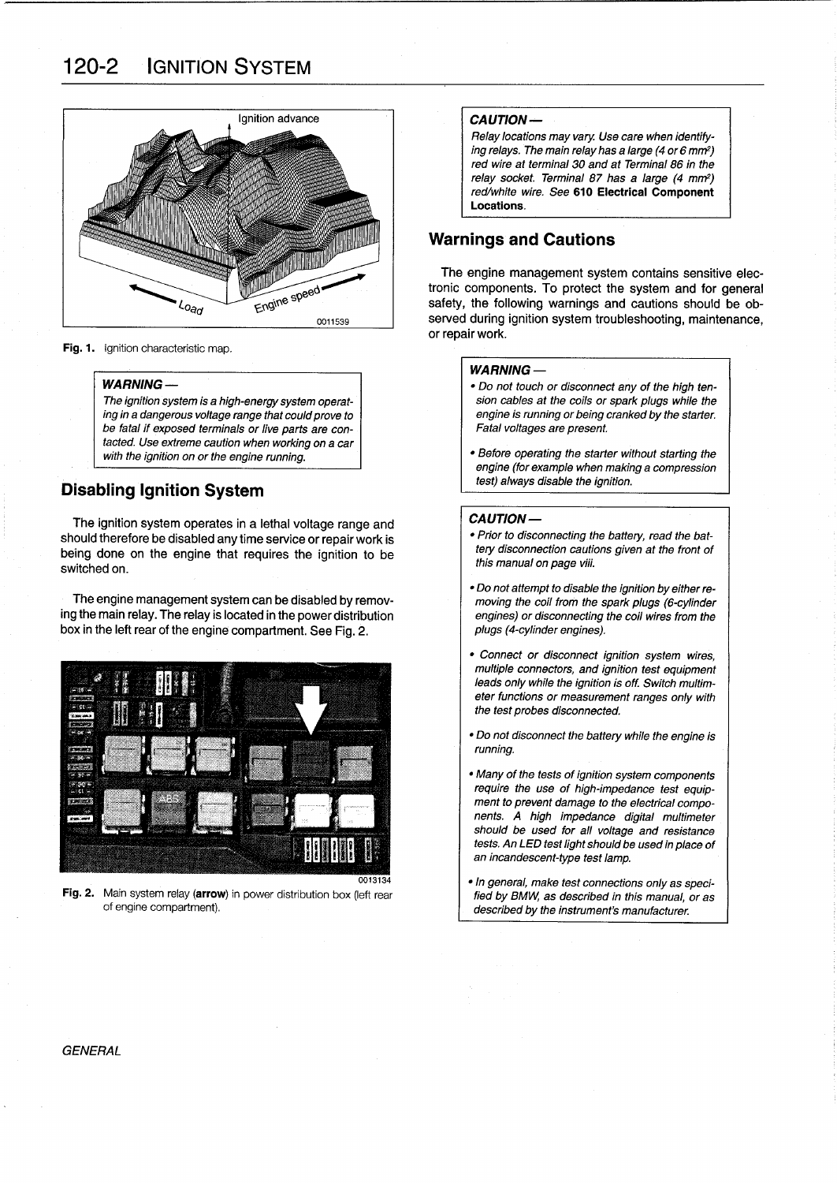Fig. 1. Ignition characteristic map.

> **WARNING —**
> *The ignition system is a high-energy system operating in a dangerous voltage range that could prove to be fatal if exposed terminals or live parts are contacted. Use extreme caution when working on a car with the ignition on or the engine running.*

## Disabling Ignition System

The ignition system operates in a lethal voltage range and should therefore be disabled any time service or repair work is being done on the engine that requires the ignition to be switched on.

The engine management system can be disabled by removing the main relay. The relay is located in the power distribution box in the left rear of the engine compartment. See Fig. 2.

Fig. 2. Main system relay (**arrow**) in power distribution box (left rear of engine compartment).

> **CAUTION —**
> *Relay locations may vary. Use care when identifying relays. The main relay has a large (4 or 6 $mm^2$) red wire at terminal 30 and at Terminal 86 in the relay socket. Terminal 87 has a large (4 $mm^2$) red/white wire. See* ***610 Electrical Component Locations****.*

## Warnings and Cautions

The engine management system contains sensitive electronic components. To protect the system and for general safety, the following warnings and cautions should be observed during ignition system troubleshooting, maintenance, or repair work.

> **WARNING —**
> - *Do not touch or disconnect any of the high tension cables at the coils or spark plugs while the engine is running or being cranked by the starter. Fatal voltages are present.*
> - *Before operating the starter without starting the engine (for example when making a compression test) always disable the ignition.*

> **CAUTION —**
> - *Prior to disconnecting the battery, read the battery disconnection cautions given at the front of this manual on page viii.*
> - *Do not attempt to disable the ignition by either removing the coil from the spark plugs (6-cylinder engines) or disconnecting the coil wires from the plugs (4-cylinder engines).*
> - *Connect or disconnect ignition system wires, multiple connectors, and ignition test equipment leads only while the ignition is off. Switch multimeter functions or measurement ranges only with the test probes disconnected.*
> - *Do not disconnect the battery while the engine is running.*
> - *Many of the tests of ignition system components require the use of high-impedance test equipment to prevent damage to the electrical components. A high impedance digital multimeter should be used for all voltage and resistance tests. An LED test light should be used in place of an incandescent-type test lamp.*
> - *In general, make test connections only as specified by BMW, as described in this manual, or as described by the instrument's manufacturer.*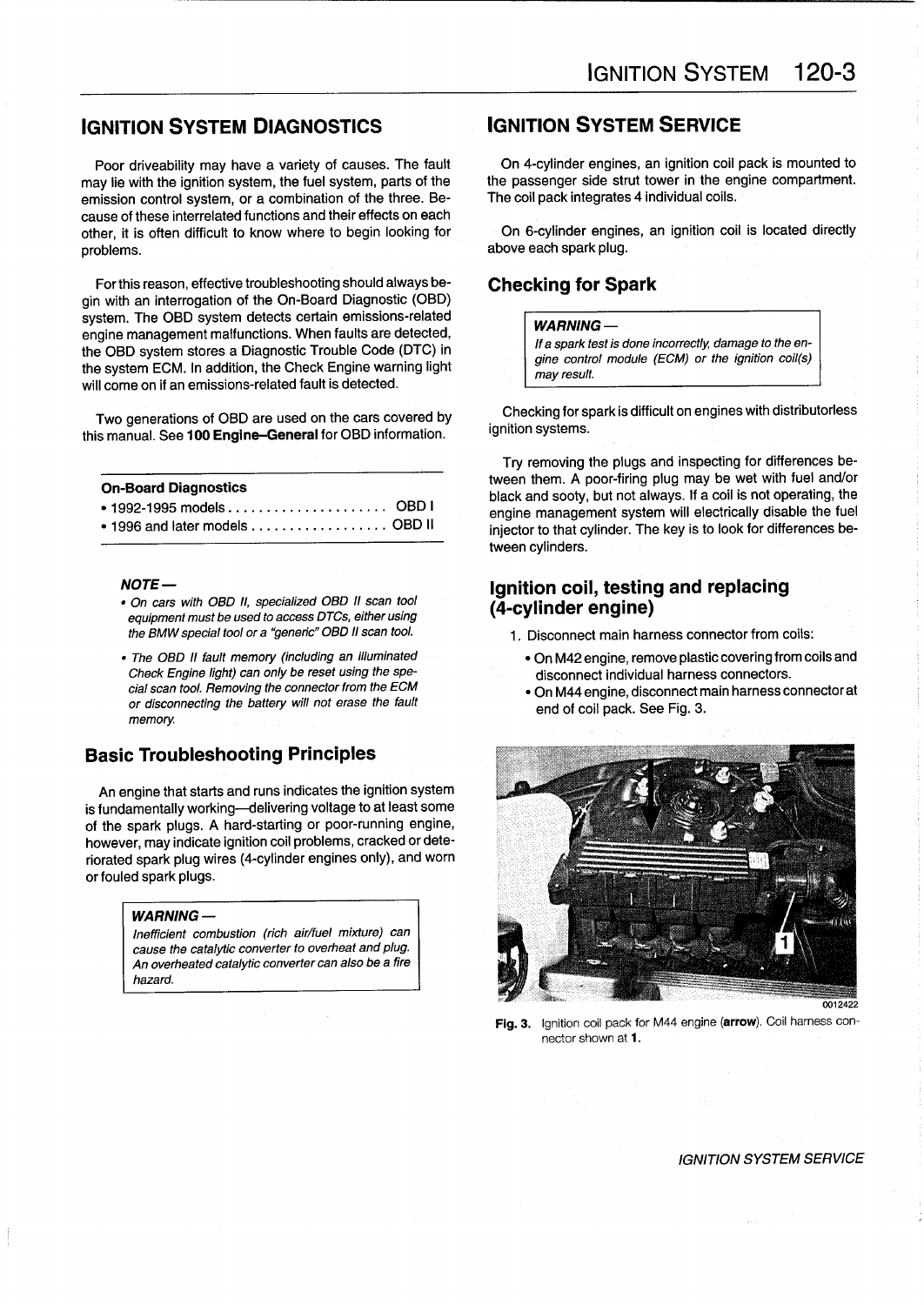## IGNITION SYSTEM DIAGNOSTICS

Poor driveability may have a variety of causes. The fault may lie with the ignition system, the fuel system, parts of the emission control system, or a combination of the three. Because of these interrelated functions and their effects on each other, it is often difficult to know where to begin looking for problems.

For this reason, effective troubleshooting should always begin with an interrogation of the On-Board Diagnostic (OBD) system. The OBD system detects certain emissions-related engine management malfunctions. When faults are detected, the OBD system stores a Diagnostic Trouble Code (DTC) in the system ECM. In addition, the Check Engine warning light will come on if an emissions-related fault is detected.

Two generations of OBD are used on the cars covered by this manual. See **100 Engine–General** for OBD information.

| On-Board Diagnostics | |
|---|---|
| • 1992-1995 models | OBD I |
| • 1996 and later models | OBD II |

*NOTE —*
- *On cars with OBD II, specialized OBD II scan tool equipment must be used to access DTCs, either using the BMW special tool or a "generic" OBD II scan tool.*
- *The OBD II fault memory (including an illuminated Check Engine light) can only be reset using the special scan tool. Removing the connector from the ECM or disconnecting the battery will not erase the fault memory.*

### Basic Troubleshooting Principles

An engine that starts and runs indicates the ignition system is fundamentally working—delivering voltage to at least some of the spark plugs. A hard-starting or poor-running engine, however, may indicate ignition coil problems, cracked or deteriorated spark plug wires (4-cylinder engines only), and worn or fouled spark plugs.

> ***WARNING —***
> *Inefficient combustion (rich air/fuel mixture) can cause the catalytic converter to overheat and plug. An overheated catalytic converter can also be a fire hazard.*

## IGNITION SYSTEM SERVICE

On 4-cylinder engines, an ignition coil pack is mounted to the passenger side strut tower in the engine compartment. The coil pack integrates 4 individual coils.

On 6-cylinder engines, an ignition coil is located directly above each spark plug.

### Checking for Spark

> ***WARNING —***
> *If a spark test is done incorrectly, damage to the engine control module (ECM) or the ignition coil(s) may result.*

Checking for spark is difficult on engines with distributorless ignition systems.

Try removing the plugs and inspecting for differences between them. A poor-firing plug may be wet with fuel and/or black and sooty, but not always. If a coil is not operating, the engine management system will electrically disable the fuel injector to that cylinder. The key is to look for differences between cylinders.

### Ignition coil, testing and replacing (4-cylinder engine)

1. Disconnect main harness connector from coils:
   - On M42 engine, remove plastic covering from coils and disconnect individual harness connectors.
   - On M44 engine, disconnect main harness connector at end of coil pack. See Fig. 3.

0012422

**Fig. 3.** Ignition coil pack for M44 engine (**arrow**). Coil harness connector shown at **1**.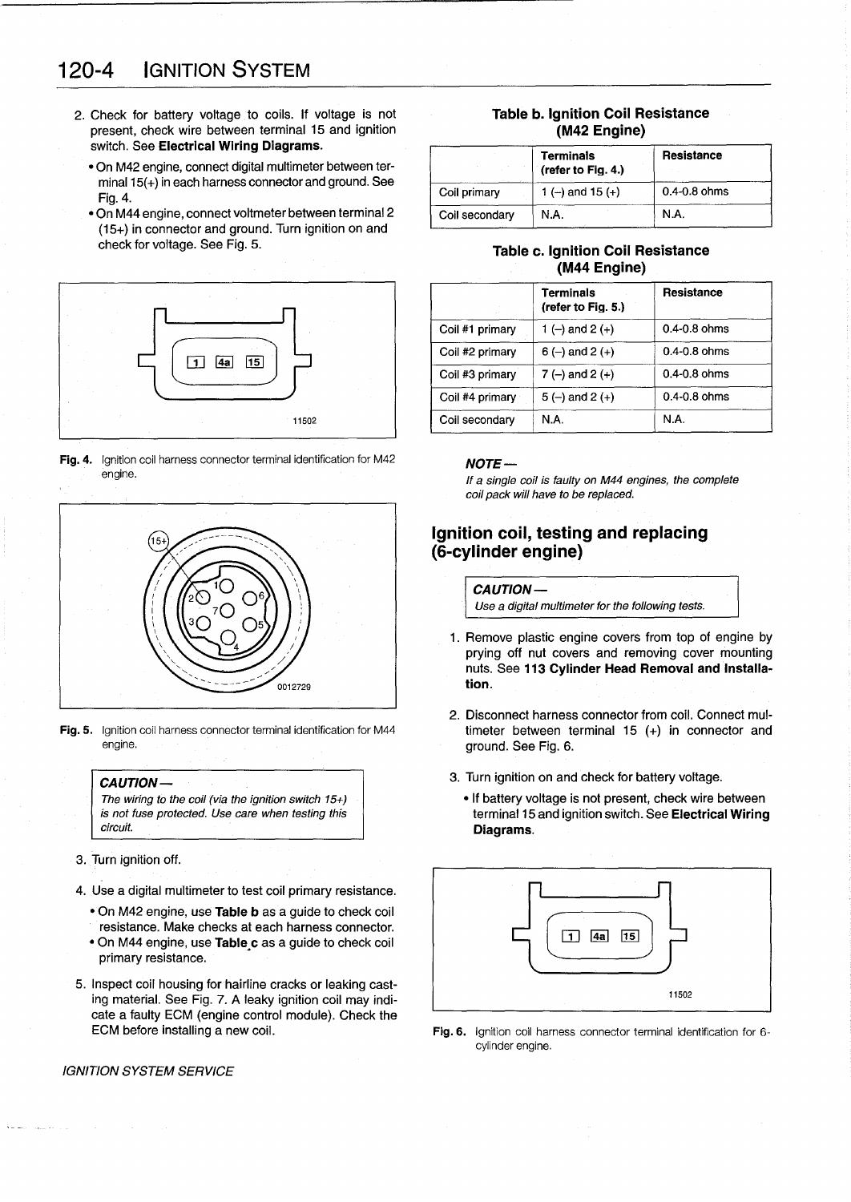2. Check for battery voltage to coils. If voltage is not present, check wire between terminal 15 and ignition switch. See **Electrical Wiring Diagrams**.
   - On M42 engine, connect digital multimeter between terminal 15(+) in each harness connector and ground. See Fig. 4.
   - On M44 engine, connect voltmeter between terminal 2 (15+) in connector and ground. Turn ignition on and check for voltage. See Fig. 5.

**Fig. 4.** Ignition coil harness connector terminal identification for M42 engine.

**Fig. 5.** Ignition coil harness connector terminal identification for M44 engine.

> ***CAUTION—***
> *The wiring to the coil (via the ignition switch 15+) is not fuse protected. Use care when testing this circuit.*

3. Turn ignition off.

4. Use a digital multimeter to test coil primary resistance.
   - On M42 engine, use **Table b** as a guide to check coil resistance. Make checks at each harness connector.
   - On M44 engine, use **Table c** as a guide to check coil primary resistance.

5. Inspect coil housing for hairline cracks or leaking casting material. See Fig. 7. A leaky ignition coil may indicate a faulty ECM (engine control module). Check the ECM before installing a new coil.

**Table b. Ignition Coil Resistance (M42 Engine)**

| | Terminals (refer to Fig. 4.) | Resistance |
|---|---|---|
| Coil primary | 1 (–) and 15 (+) | 0.4-0.8 ohms |
| Coil secondary | N.A. | N.A. |

**Table c. Ignition Coil Resistance (M44 Engine)**

| | Terminals (refer to Fig. 5.) | Resistance |
|---|---|---|
| Coil #1 primary | 1 (–) and 2 (+) | 0.4-0.8 ohms |
| Coil #2 primary | 6 (–) and 2 (+) | 0.4-0.8 ohms |
| Coil #3 primary | 7 (–) and 2 (+) | 0.4-0.8 ohms |
| Coil #4 primary | 5 (–) and 2 (+) | 0.4-0.8 ohms |
| Coil secondary | N.A. | N.A. |

> ***NOTE—***
> *If a single coil is faulty on M44 engines, the complete coil pack will have to be replaced.*

## Ignition coil, testing and replacing (6-cylinder engine)

> ***CAUTION—***
> *Use a digital multimeter for the following tests.*

1. Remove plastic engine covers from top of engine by prying off nut covers and removing cover mounting nuts. See **113 Cylinder Head Removal and Installation**.

2. Disconnect harness connector from coil. Connect multimeter between terminal 15 (+) in connector and ground. See Fig. 6.

3. Turn ignition on and check for battery voltage.
   - If battery voltage is not present, check wire between terminal 15 and ignition switch. See **Electrical Wiring Diagrams**.

**Fig. 6.** Ignition coil harness connector terminal identification for 6-cylinder engine.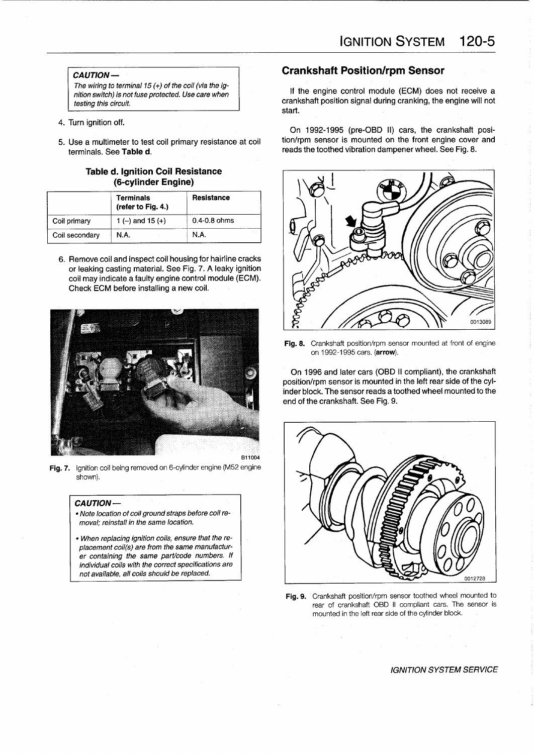**CAUTION—**

*The wiring to terminal 15 (+) of the coil (via the ignition switch) is not fuse protected. Use care when testing this circuit.*

4. Turn ignition off.

5. Use a multimeter to test coil primary resistance at coil terminals. See **Table d**.

**Table d. Ignition Coil Resistance (6-cylinder Engine)**

| | Terminals (refer to Fig. 4.) | Resistance |
|---|---|---|
| Coil primary | 1 (–) and 15 (+) | 0.4-0.8 ohms |
| Coil secondary | N.A. | N.A. |

6. Remove coil and inspect coil housing for hairline cracks or leaking casting material. See Fig. 7. A leaky ignition coil may indicate a faulty engine control module (ECM). Check ECM before installing a new coil.

B11004

**Fig. 7.** Ignition coil being removed on 6-cylinder engine (M52 engine shown).

**CAUTION—**

- *Note location of coil ground straps before coil removal; reinstall in the same location.*
- *When replacing ignition coils, ensure that the replacement coil(s) are from the same manufacturer containing the same part/code numbers. If individual coils with the correct specifications are not available, all coils should be replaced.*

## Crankshaft Position/rpm Sensor

If the engine control module (ECM) does not receive a crankshaft position signal during cranking, the engine will not start.

On 1992-1995 (pre-OBD II) cars, the crankshaft position/rpm sensor is mounted on the front engine cover and reads the toothed vibration dampener wheel. See Fig. 8.

0013089

**Fig. 8.** Crankshaft position/rpm sensor mounted at front of engine on 1992-1995 cars. (**arrow**).

On 1996 and later cars (OBD II compliant), the crankshaft position/rpm sensor is mounted in the left rear side of the cylinder block. The sensor reads a toothed wheel mounted to the end of the crankshaft. See Fig. 9.

0012728

**Fig. 9.** Crankshaft position/rpm sensor toothed wheel mounted to rear of crankshaft OBD II compliant cars. The sensor is mounted in the left rear side of the cylinder block.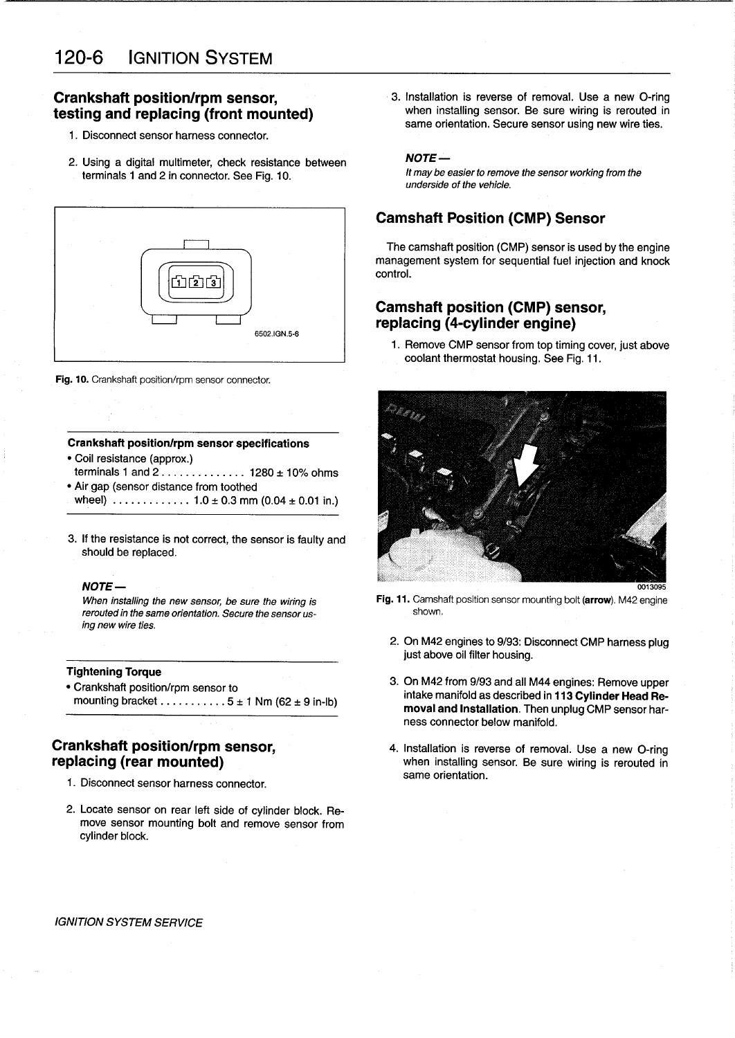## Crankshaft position/rpm sensor, testing and replacing (front mounted)

1. Disconnect sensor harness connector.

2. Using a digital multimeter, check resistance between terminals 1 and 2 in connector. See Fig. 10.

**Fig. 10.** Crankshaft position/rpm sensor connector.

**Crankshaft position/rpm sensor specifications**

- Coil resistance (approx.)
  terminals 1 and 2 .............. 1280 ± 10% ohms
- Air gap (sensor distance from toothed wheel) ............ 1.0 ± 0.3 mm (0.04 ± 0.01 in.)

3. If the resistance is not correct, the sensor is faulty and should be replaced.

**NOTE—**

*When installing the new sensor, be sure the wiring is rerouted in the same orientation. Secure the sensor using new wire ties.*

**Tightening Torque**

- Crankshaft position/rpm sensor to mounting bracket ........... 5 ± 1 Nm (62 ± 9 in-lb)

## Crankshaft position/rpm sensor, replacing (rear mounted)

1. Disconnect sensor harness connector.

2. Locate sensor on rear left side of cylinder block. Remove sensor mounting bolt and remove sensor from cylinder block.

3. Installation is reverse of removal. Use a new O-ring when installing sensor. Be sure wiring is rerouted in same orientation. Secure sensor using new wire ties.

**NOTE—**

*It may be easier to remove the sensor working from the underside of the vehicle.*

## Camshaft Position (CMP) Sensor

The camshaft position (CMP) sensor is used by the engine management system for sequential fuel injection and knock control.

## Camshaft position (CMP) sensor, replacing (4-cylinder engine)

1. Remove CMP sensor from top timing cover, just above coolant thermostat housing. See Fig. 11.

**Fig. 11.** Camshaft position sensor mounting bolt **(arrow)**. M42 engine shown.

2. On M42 engines to 9/93: Disconnect CMP harness plug just above oil filter housing.

3. On M42 from 9/93 and all M44 engines: Remove upper intake manifold as described in **113 Cylinder Head Removal and Installation**. Then unplug CMP sensor harness connector below manifold.

4. Installation is reverse of removal. Use a new O-ring when installing sensor. Be sure wiring is rerouted in same orientation.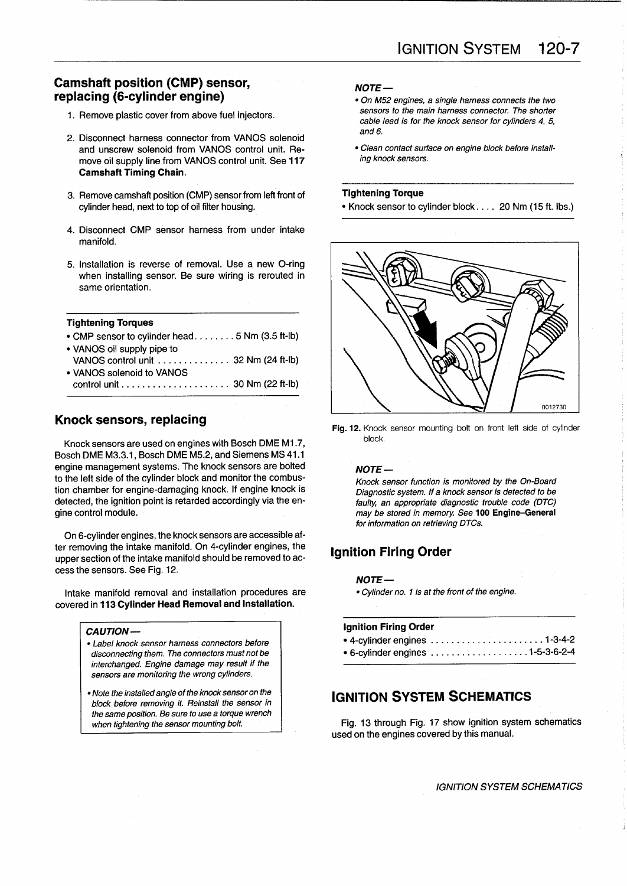## Camshaft position (CMP) sensor, replacing (6-cylinder engine)

1. Remove plastic cover from above fuel injectors.
2. Disconnect harness connector from VANOS solenoid and unscrew solenoid from VANOS control unit. Remove oil supply line from VANOS control unit. See **117 Camshaft Timing Chain**.
3. Remove camshaft position (CMP) sensor from left front of cylinder head, next to top of oil filter housing.
4. Disconnect CMP sensor harness from under intake manifold.
5. Installation is reverse of removal. Use a new O-ring when installing sensor. Be sure wiring is rerouted in same orientation.

**Tightening Torques**

- CMP sensor to cylinder head . . . . . . . . 5 Nm (3.5 ft-lb)
- VANOS oil supply pipe to VANOS control unit . . . . . . . . . . . . . . 32 Nm (24 ft-lb)
- VANOS solenoid to VANOS control unit . . . . . . . . . . . . . . . . . . . . 30 Nm (22 ft-lb)

## Knock sensors, replacing

Knock sensors are used on engines with Bosch DME M1.7, Bosch DME M3.3.1, Bosch DME M5.2, and Siemens MS 41.1 engine management systems. The knock sensors are bolted to the left side of the cylinder block and monitor the combustion chamber for engine-damaging knock. If engine knock is detected, the ignition point is retarded accordingly via the engine control module.

On 6-cylinder engines, the knock sensors are accessible after removing the intake manifold. On 4-cylinder engines, the upper section of the intake manifold should be removed to access the sensors. See Fig. 12.

Intake manifold removal and installation procedures are covered in **113 Cylinder Head Removal and Installation**.

*CAUTION—*

- *Label knock sensor harness connectors before disconnecting them. The connectors must not be interchanged. Engine damage may result if the sensors are monitoring the wrong cylinders.*
- *Note the installed angle of the knock sensor on the block before removing it. Reinstall the sensor in the same position. Be sure to use a torque wrench when tightening the sensor mounting bolt.*

*NOTE—*

- *On M52 engines, a single harness connects the two sensors to the main harness connector. The shorter cable lead is for the knock sensor for cylinders 4, 5, and 6.*
- *Clean contact surface on engine block before installing knock sensors.*

**Tightening Torque**

- Knock sensor to cylinder block . . . . 20 Nm (15 ft. lbs.)

**Fig. 12.** Knock sensor mounting bolt on front left side of cylinder block.

*NOTE—*

*Knock sensor function is monitored by the On-Board Diagnostic system. If a knock sensor is detected to be faulty, an appropriate diagnostic trouble code (DTC) may be stored in memory. See **100 Engine–General** for information on retrieving DTCs.*

## Ignition Firing Order

*NOTE—*

- *Cylinder no. 1 is at the front of the engine.*

**Ignition Firing Order**

- 4-cylinder engines . . . . . . . . . . . . . . . . . . . . . . 1-3-4-2
- 6-cylinder engines . . . . . . . . . . . . . . . . . . . 1-5-3-6-2-4

# IGNITION SYSTEM SCHEMATICS

Fig. 13 through Fig. 17 show ignition system schematics used on the engines covered by this manual.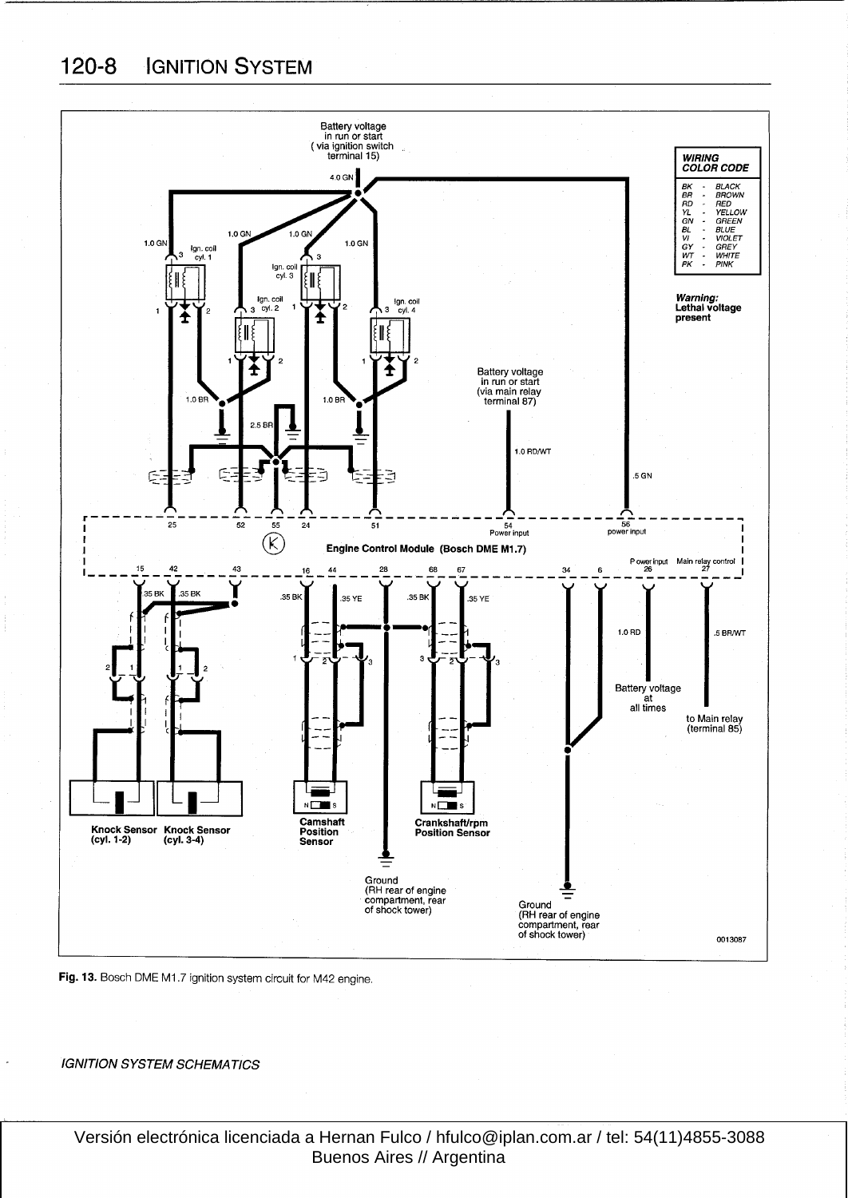**Fig. 13.** Bosch DME M1.7 ignition system circuit for M42 engine.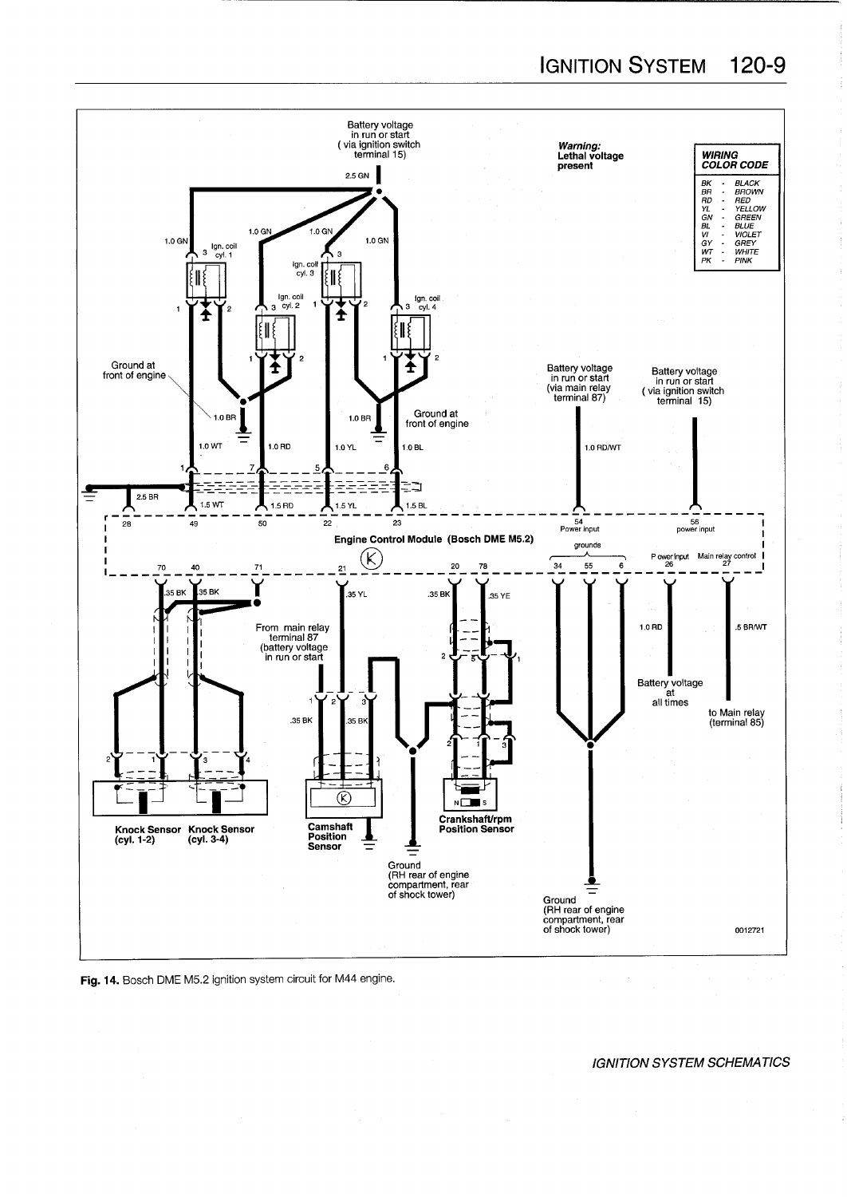**Warning:**
**Lethal voltage present**

| WIRING COLOR CODE | |
|---|---|
| BK | BLACK |
| BR | BROWN |
| RD | RED |
| YL | YELLOW |
| GN | GREEN |
| BL | BLUE |
| VI | VIOLET |
| GY | GREY |
| WT | WHITE |
| PK | PINK |

**Fig. 14.** Bosch DME M5.2 ignition system circuit for M44 engine.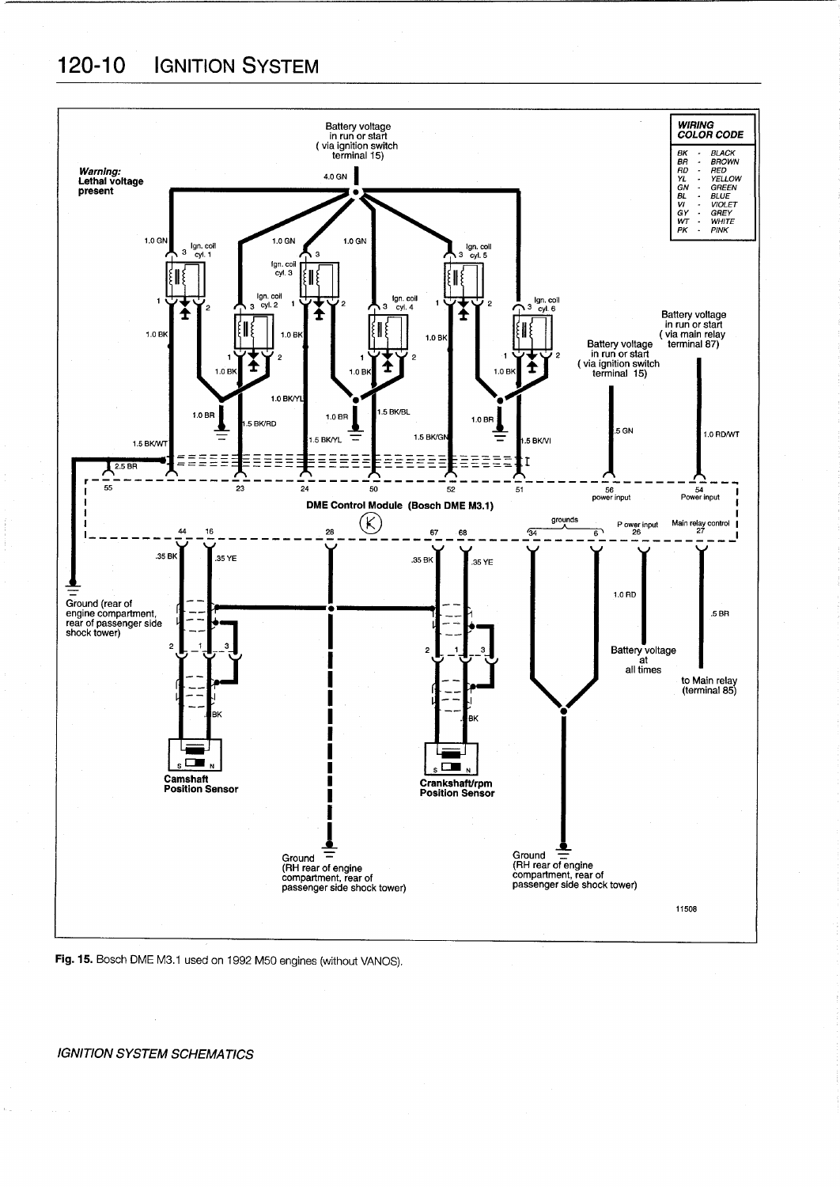**Warning: Lethal voltage present**

| WIRING COLOR CODE | |
|---|---|
| BK | BLACK |
| BR | BROWN |
| RD | RED |
| YL | YELLOW |
| GN | GREEN |
| BL | BLUE |
| VI | VIOLET |
| GY | GREY |
| WT | WHITE |
| PK | PINK |

Battery voltage in run or start (via ignition switch terminal 15)

Ign. coil cyl. 1, Ign. coil cyl. 2, Ign. coil cyl. 3, Ign. coil cyl. 4, Ign. coil cyl. 5, Ign. coil cyl. 6

Battery voltage in run or start (via ignition switch terminal 15)

Battery voltage in run or start (via main relay terminal 87)

DME Control Module (Bosch DME M3.1)

56 power input, 54 Power input, grounds 34 6, Power input 26, Main relay control 27

Ground (rear of engine compartment, rear of passenger side shock tower)

Camshaft Position Sensor

Crankshaft/rpm Position Sensor

Battery voltage at all times

to Main relay (terminal 85)

Ground (RH rear of engine compartment, rear of passenger side shock tower)

Ground (RH rear of engine compartment, rear of passenger side shock tower)

11508

**Fig. 15.** Bosch DME M3.1 used on 1992 M50 engines (without VANOS).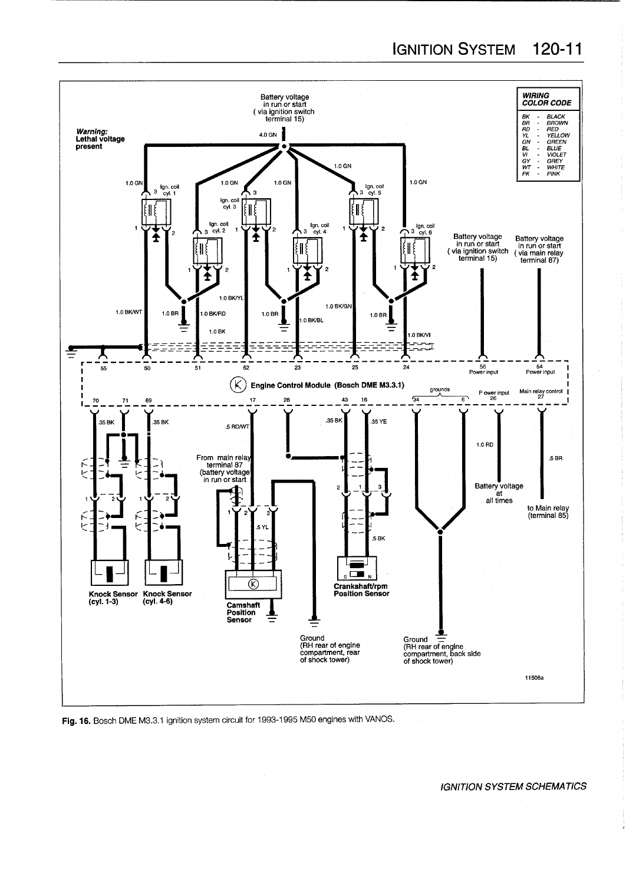Battery voltage in run or start (via ignition switch terminal 15)

Warning: Lethal voltage present

**WIRING COLOR CODE**

| Code | Color |
|---|---|
| BK | BLACK |
| BR | BROWN |
| RD | RED |
| YL | YELLOW |
| GN | GREEN |
| BL | BLUE |
| VI | VIOLET |
| GY | GREY |
| WT | WHITE |
| PK | PINK |

4.0 GN, 1.0 GN

Ign. coil cyl. 1, Ign. coil cyl. 2, Ign. coil cyl. 3, Ign. coil cyl. 4, Ign. coil cyl. 5, Ign. coil cyl. 6

Battery voltage in run or start (via ignition switch terminal 15)

Battery voltage in run or start (via main relay terminal 87)

1.0 BK/WT, 1.0 BR, 1.0 BK/RD, 1.0 BK/YL, 1.0 BK, 1.0 BR, 1.0 BK/BL, 1.0 BK/GN, 1.0 BR, 1.0 BK/VI

55, 50, 51, 52, 23, 25, 24, 56 Power input, 54 Power input

Engine Control Module (Bosch DME M3.3.1)

70, 71, 69, 17, 28, 43, 16, 34, 6 grounds, 26 Power input, 27 Main relay control

.35 BK, .35 BK, .5 RD/WT, .35 BK, .35 YE, 1.0 RD, .5 BR

From main relay terminal 87 (battery voltage in run or start)

.5 YL, .5 BK

Battery voltage at all times

to Main relay (terminal 85)

Knock Sensor (cyl. 1-3)

Knock Sensor (cyl. 4-6)

Camshaft Position Sensor

Crankshaft/rpm Position Sensor

Ground (RH rear of engine compartment, rear of shock tower)

Ground (RH rear of engine compartment, back side of shock tower)

11506a

**Fig. 16.** Bosch DME M3.3.1 ignition system circuit for 1993-1995 M50 engines with VANOS.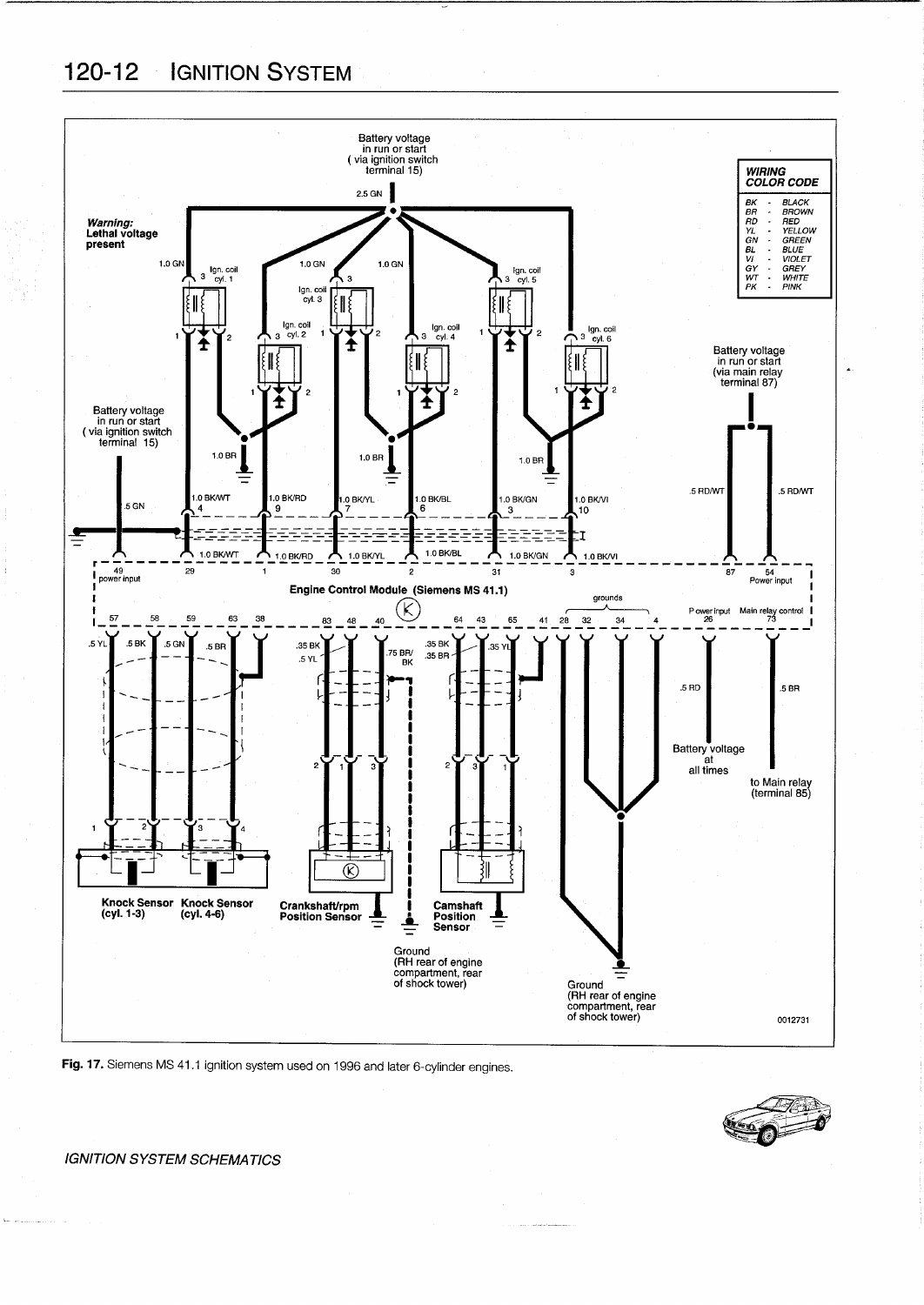Battery voltage
in run or start
( via ignition switch
terminal 15)

2.5 GN

Warning:
Lethal voltage
present

1.0 GN
1.0 GN
1.0 GN

Ign. coil cyl. 1
Ign. coil cyl. 3
Ign. coil cyl. 5
Ign. coil cyl. 2
Ign. coil cyl. 4
Ign. coil cyl. 6

WIRING COLOR CODE

BK - BLACK
BR - BROWN
RD - RED
YL - YELLOW
GN - GREEN
BL - BLUE
VI - VIOLET
GY - GREY
WT - WHITE
PK - PINK

Battery voltage
in run or start
(via main relay
terminal 87)

Battery voltage
in run or start
( via ignition switch
terminal 15)

1.0 BR
1.0 BR
1.0 BR

.5 GN
1.0 BK/WT 4
1.0 BK/RD 9
1.0 BK/YL 7
1.0 BK/BL 6
1.0 BK/GN 3
1.0 BK/VI 10

.5 RD/WT
.5 RD/WT

49 power input
29
1
30
2
31
3
87
54 Power input

Engine Control Module (Siemens MS 41.1)

grounds

57 58 59 63 38
83 48 40
64 43 65 41 28 32 34 4
Power input 26
Main relay control 73

.5 YL
.5 BK
.5 GN
.5 BR
.35 BK
.5 YL
.75 BR/BK
.35 BK
.35 BR
.35 YL

.5 RD
.5 BR

Battery voltage
at
all times

to Main relay
(terminal 85)

Knock Sensor (cyl. 1-3)
Knock Sensor (cyl. 4-6)
Crankshaft/rpm Position Sensor
Camshaft Position Sensor

Ground
(RH rear of engine
compartment, rear
of shock tower)

Ground
(RH rear of engine
compartment, rear
of shock tower)

0012731

**Fig. 17.** Siemens MS 41.1 ignition system used on 1996 and later 6-cylinder engines.